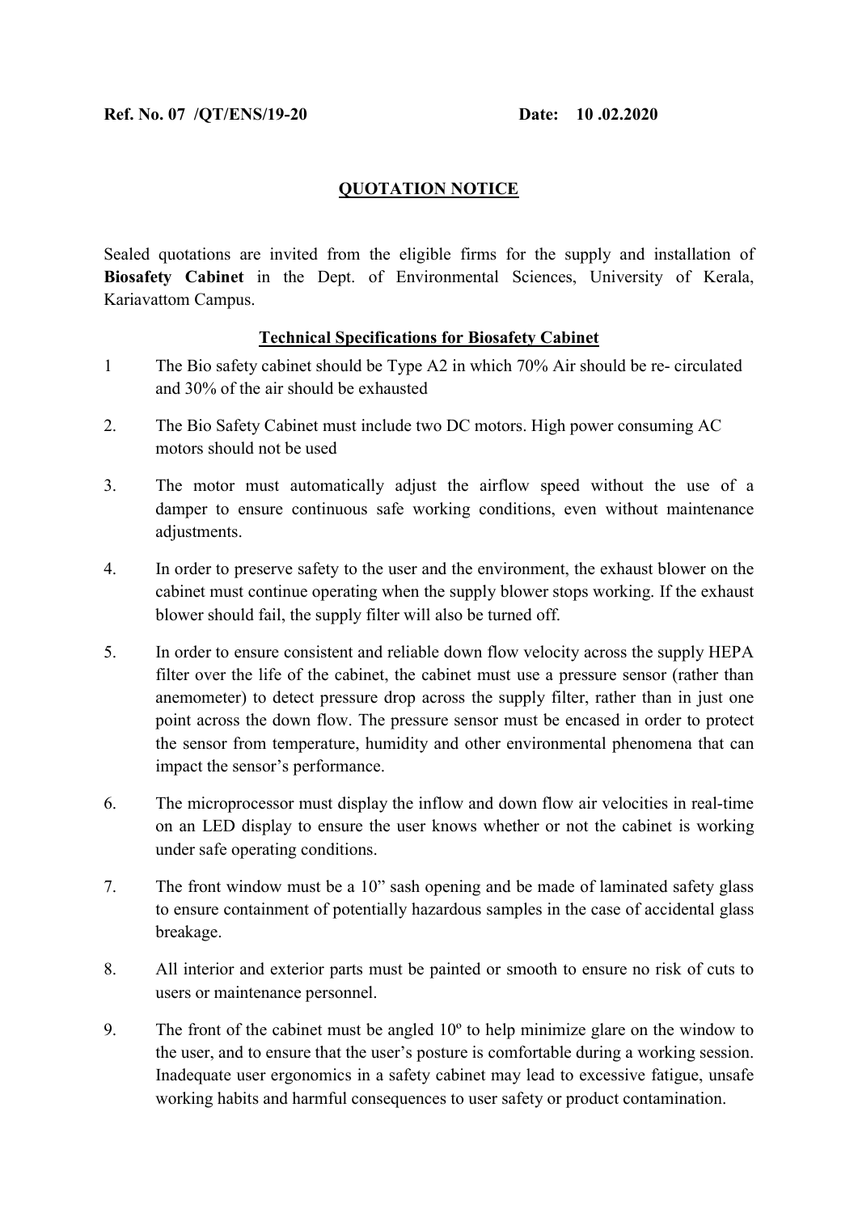**Ref. No. 07 /QT/ENS/19-20** **Date: 10 .02.2020**

## QUOTATION NOTICE

Sealed quotations are invited from the eligible firms for the supply and installation of **Biosafety Cabinet** in the Dept. of Environmental Sciences, University of Kerala, Kariavattom Campus.

### Technical Specifications for Biosafety Cabinet

1 The Bio safety cabinet should be Type A2 in which 70% Air should be re- circulated and 30% of the air should be exhausted

2. The Bio Safety Cabinet must include two DC motors. High power consuming AC motors should not be used

3. The motor must automatically adjust the airflow speed without the use of a damper to ensure continuous safe working conditions, even without maintenance adjustments.

4. In order to preserve safety to the user and the environment, the exhaust blower on the cabinet must continue operating when the supply blower stops working. If the exhaust blower should fail, the supply filter will also be turned off.

5. In order to ensure consistent and reliable down flow velocity across the supply HEPA filter over the life of the cabinet, the cabinet must use a pressure sensor (rather than anemometer) to detect pressure drop across the supply filter, rather than in just one point across the down flow. The pressure sensor must be encased in order to protect the sensor from temperature, humidity and other environmental phenomena that can impact the sensor's performance.

6. The microprocessor must display the inflow and down flow air velocities in real-time on an LED display to ensure the user knows whether or not the cabinet is working under safe operating conditions.

7. The front window must be a 10" sash opening and be made of laminated safety glass to ensure containment of potentially hazardous samples in the case of accidental glass breakage.

8. All interior and exterior parts must be painted or smooth to ensure no risk of cuts to users or maintenance personnel.

9. The front of the cabinet must be angled 10º to help minimize glare on the window to the user, and to ensure that the user's posture is comfortable during a working session. Inadequate user ergonomics in a safety cabinet may lead to excessive fatigue, unsafe working habits and harmful consequences to user safety or product contamination.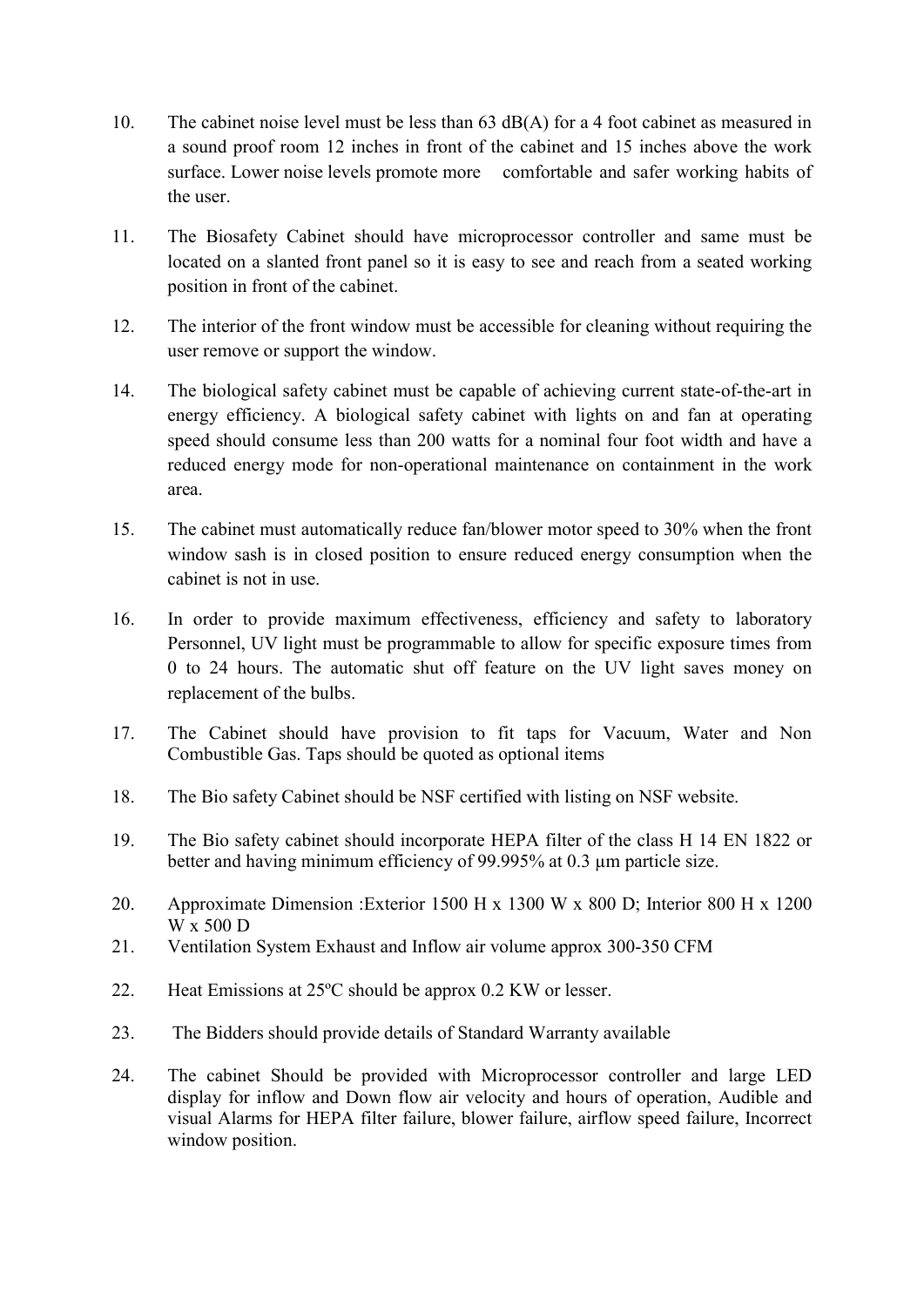10. The cabinet noise level must be less than 63 dB(A) for a 4 foot cabinet as measured in a sound proof room 12 inches in front of the cabinet and 15 inches above the work surface. Lower noise levels promote more comfortable and safer working habits of the user.

11. The Biosafety Cabinet should have microprocessor controller and same must be located on a slanted front panel so it is easy to see and reach from a seated working position in front of the cabinet.

12. The interior of the front window must be accessible for cleaning without requiring the user remove or support the window.

14. The biological safety cabinet must be capable of achieving current state-of-the-art in energy efficiency. A biological safety cabinet with lights on and fan at operating speed should consume less than 200 watts for a nominal four foot width and have a reduced energy mode for non-operational maintenance on containment in the work area.

15. The cabinet must automatically reduce fan/blower motor speed to 30% when the front window sash is in closed position to ensure reduced energy consumption when the cabinet is not in use.

16. In order to provide maximum effectiveness, efficiency and safety to laboratory Personnel, UV light must be programmable to allow for specific exposure times from 0 to 24 hours. The automatic shut off feature on the UV light saves money on replacement of the bulbs.

17. The Cabinet should have provision to fit taps for Vacuum, Water and Non Combustible Gas. Taps should be quoted as optional items

18. The Bio safety Cabinet should be NSF certified with listing on NSF website.

19. The Bio safety cabinet should incorporate HEPA filter of the class H 14 EN 1822 or better and having minimum efficiency of 99.995% at 0.3 µm particle size.

20. Approximate Dimension :Exterior 1500 H x 1300 W x 800 D; Interior 800 H x 1200 W x 500 D

21. Ventilation System Exhaust and Inflow air volume approx 300-350 CFM

22. Heat Emissions at 25ºC should be approx 0.2 KW or lesser.

23. The Bidders should provide details of Standard Warranty available

24. The cabinet Should be provided with Microprocessor controller and large LED display for inflow and Down flow air velocity and hours of operation, Audible and visual Alarms for HEPA filter failure, blower failure, airflow speed failure, Incorrect window position.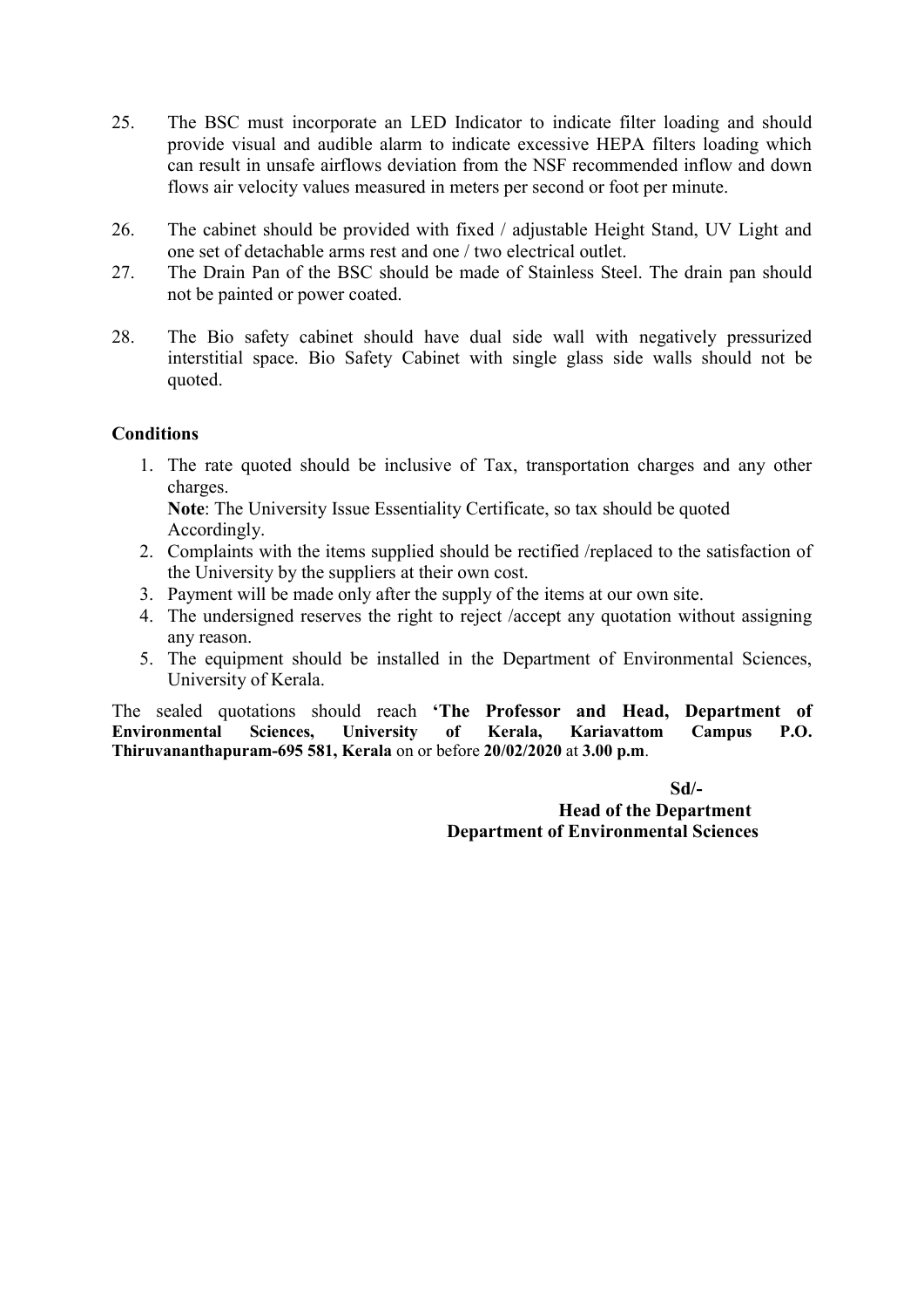25. The BSC must incorporate an LED Indicator to indicate filter loading and should provide visual and audible alarm to indicate excessive HEPA filters loading which can result in unsafe airflows deviation from the NSF recommended inflow and down flows air velocity values measured in meters per second or foot per minute.

26. The cabinet should be provided with fixed / adjustable Height Stand, UV Light and one set of detachable arms rest and one / two electrical outlet.

27. The Drain Pan of the BSC should be made of Stainless Steel. The drain pan should not be painted or power coated.

28. The Bio safety cabinet should have dual side wall with negatively pressurized interstitial space. Bio Safety Cabinet with single glass side walls should not be quoted.

**Conditions**

1. The rate quoted should be inclusive of Tax, transportation charges and any other charges.
   **Note**: The University Issue Essentiality Certificate, so tax should be quoted Accordingly.
2. Complaints with the items supplied should be rectified /replaced to the satisfaction of the University by the suppliers at their own cost.
3. Payment will be made only after the supply of the items at our own site.
4. The undersigned reserves the right to reject /accept any quotation without assigning any reason.
5. The equipment should be installed in the Department of Environmental Sciences, University of Kerala.

The sealed quotations should reach **'The Professor and Head, Department of Environmental Sciences, University of Kerala, Kariavattom Campus P.O. Thiruvananthapuram-695 581, Kerala** on or before **20/02/2020** at **3.00 p.m**.

**Sd/-**

**Head of the Department**

**Department of Environmental Sciences**